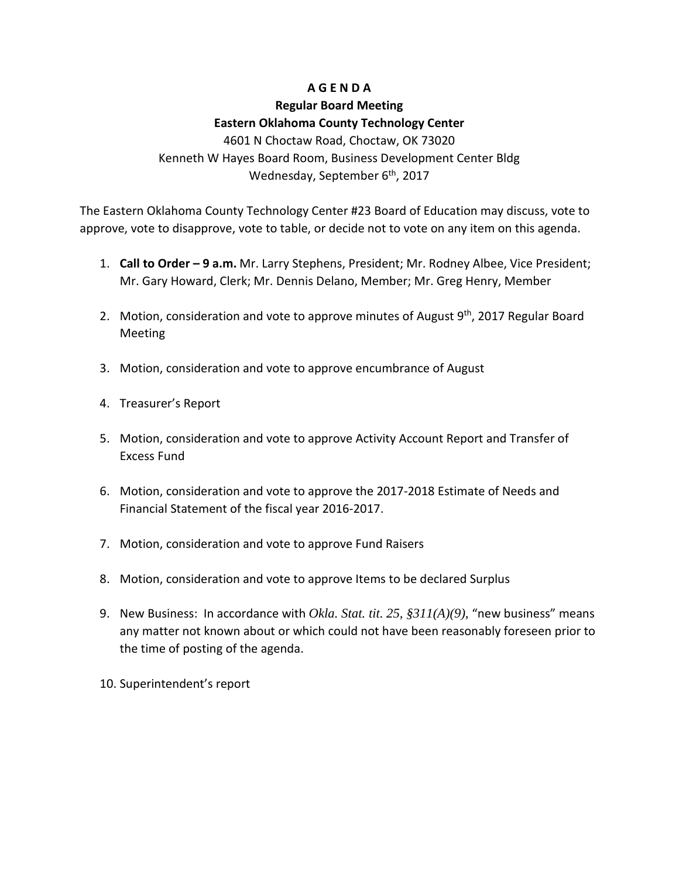# A G E N D A

## Regular Board Meeting

## Eastern Oklahoma County Technology Center

4601 N Choctaw Road, Choctaw, OK 73020
Kenneth W Hayes Board Room, Business Development Center Bldg
Wednesday, September 6th, 2017

The Eastern Oklahoma County Technology Center #23 Board of Education may discuss, vote to approve, vote to disapprove, vote to table, or decide not to vote on any item on this agenda.

1. **Call to Order – 9 a.m.** Mr. Larry Stephens, President; Mr. Rodney Albee, Vice President; Mr. Gary Howard, Clerk; Mr. Dennis Delano, Member; Mr. Greg Henry, Member

2. Motion, consideration and vote to approve minutes of August 9th, 2017 Regular Board Meeting

3. Motion, consideration and vote to approve encumbrance of August

4. Treasurer's Report

5. Motion, consideration and vote to approve Activity Account Report and Transfer of Excess Fund

6. Motion, consideration and vote to approve the 2017-2018 Estimate of Needs and Financial Statement of the fiscal year 2016-2017.

7. Motion, consideration and vote to approve Fund Raisers

8. Motion, consideration and vote to approve Items to be declared Surplus

9. New Business: In accordance with *Okla. Stat. tit. 25, §311(A)(9)*, "new business" means any matter not known about or which could not have been reasonably foreseen prior to the time of posting of the agenda.

10. Superintendent's report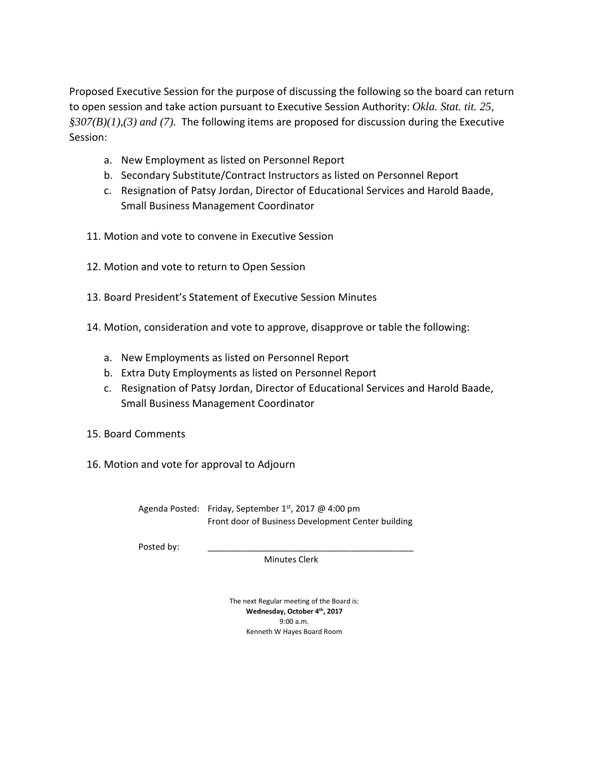Proposed Executive Session for the purpose of discussing the following so the board can return to open session and take action pursuant to Executive Session Authority: *Okla. Stat. tit. 25, §307(B)(1),(3) and (7).* The following items are proposed for discussion during the Executive Session:

a. New Employment as listed on Personnel Report
b. Secondary Substitute/Contract Instructors as listed on Personnel Report
c. Resignation of Patsy Jordan, Director of Educational Services and Harold Baade, Small Business Management Coordinator

11. Motion and vote to convene in Executive Session

12. Motion and vote to return to Open Session

13. Board President's Statement of Executive Session Minutes

14. Motion, consideration and vote to approve, disapprove or table the following:

    a. New Employments as listed on Personnel Report
    b. Extra Duty Employments as listed on Personnel Report
    c. Resignation of Patsy Jordan, Director of Educational Services and Harold Baade, Small Business Management Coordinator

15. Board Comments

16. Motion and vote for approval to Adjourn

Agenda Posted: Friday, September 1st, 2017 @ 4:00 pm
Front door of Business Development Center building

Posted by: ___________________________________________
Minutes Clerk

The next Regular meeting of the Board is:
**Wednesday, October 4th, 2017**
9:00 a.m.
Kenneth W Hayes Board Room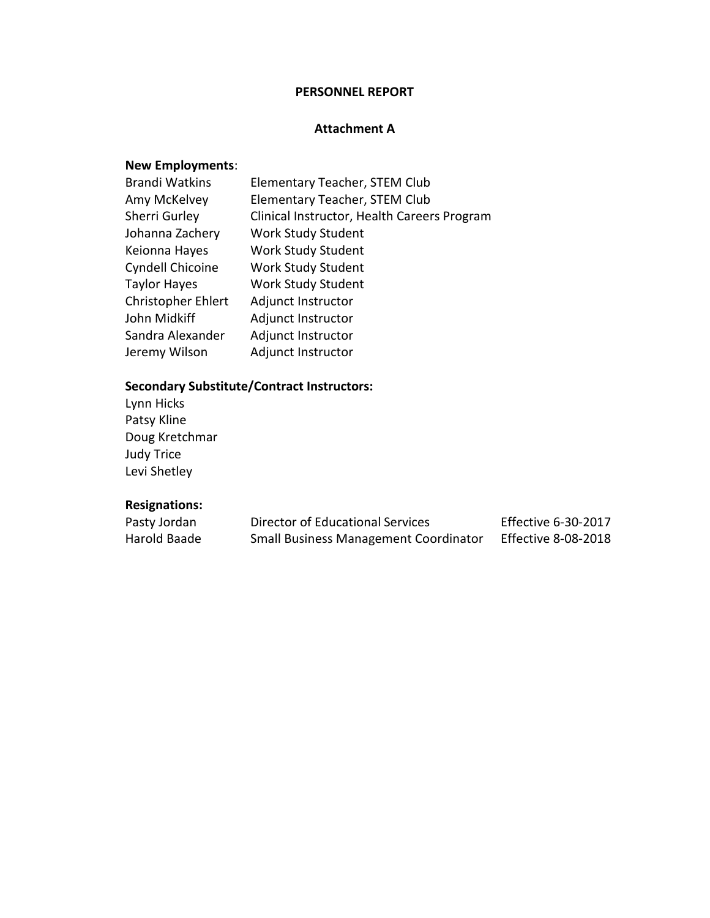**PERSONNEL REPORT**

**Attachment A**

**New Employments**:

| | |
|---|---|
| Brandi Watkins | Elementary Teacher, STEM Club |
| Amy McKelvey | Elementary Teacher, STEM Club |
| Sherri Gurley | Clinical Instructor, Health Careers Program |
| Johanna Zachery | Work Study Student |
| Keionna Hayes | Work Study Student |
| Cyndell Chicoine | Work Study Student |
| Taylor Hayes | Work Study Student |
| Christopher Ehlert | Adjunct Instructor |
| John Midkiff | Adjunct Instructor |
| Sandra Alexander | Adjunct Instructor |
| Jeremy Wilson | Adjunct Instructor |

**Secondary Substitute/Contract Instructors:**

Lynn Hicks
Patsy Kline
Doug Kretchmar
Judy Trice
Levi Shetley

**Resignations:**

| | | |
|---|---|---|
| Pasty Jordan | Director of Educational Services | Effective 6-30-2017 |
| Harold Baade | Small Business Management Coordinator | Effective 8-08-2018 |